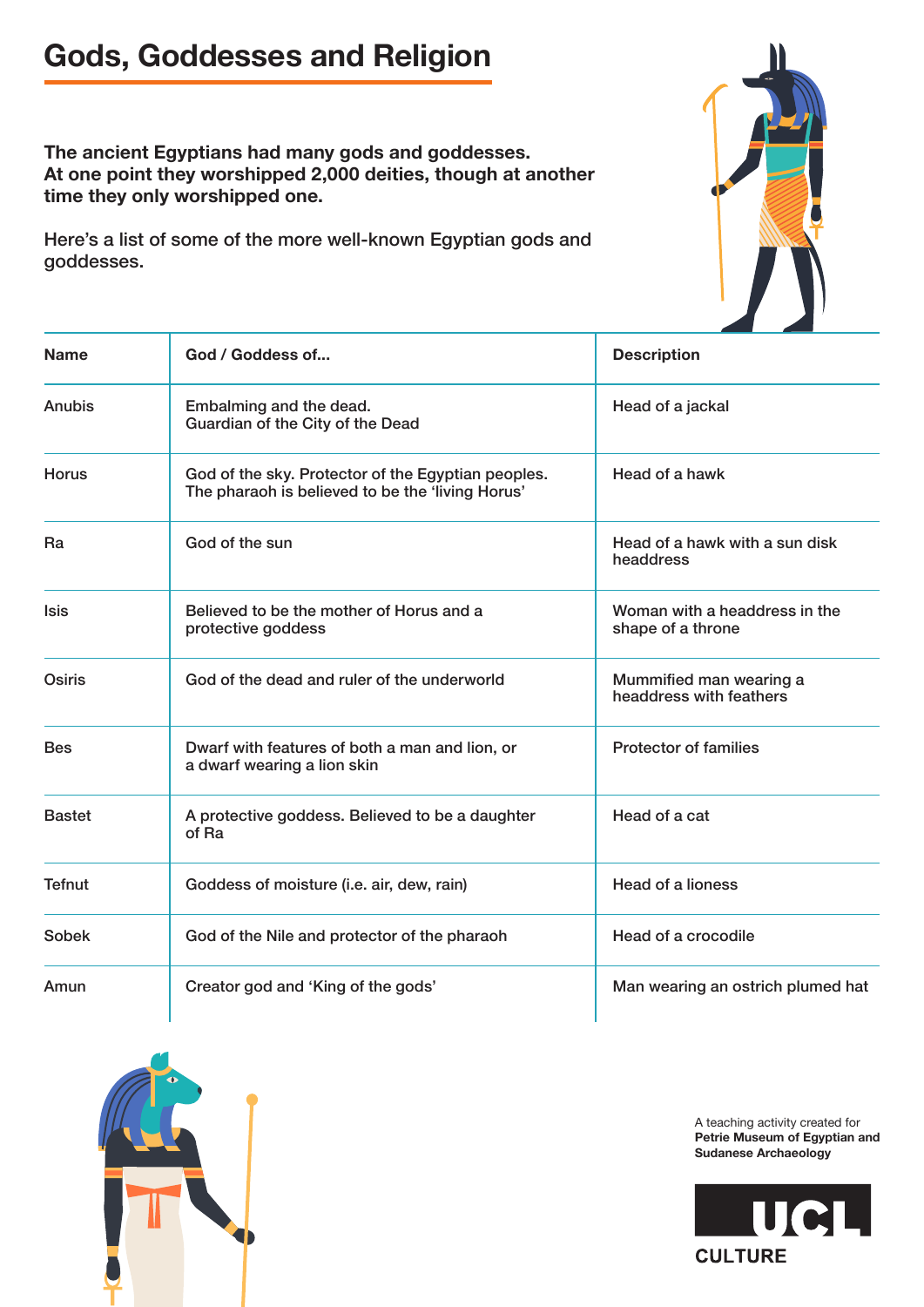# Gods, Goddesses and Religion

**The ancient Egyptians had many gods and goddesses. At one point they worshipped 2,000 deities, though at another time they only worshipped one.**

Here's a list of some of the more well-known Egyptian gods and goddesses.

| Name | God / Goddess of... | Description |
|---|---|---|
| Anubis | Embalming and the dead.<br>Guardian of the City of the Dead | Head of a jackal |
| Horus | God of the sky. Protector of the Egyptian peoples. The pharaoh is believed to be the 'living Horus' | Head of a hawk |
| Ra | God of the sun | Head of a hawk with a sun disk headdress |
| Isis | Believed to be the mother of Horus and a protective goddess | Woman with a headdress in the shape of a throne |
| Osiris | God of the dead and ruler of the underworld | Mummified man wearing a headdress with feathers |
| Bes | Dwarf with features of both a man and lion, or a dwarf wearing a lion skin | Protector of families |
| Bastet | A protective goddess. Believed to be a daughter of Ra | Head of a cat |
| Tefnut | Goddess of moisture (i.e. air, dew, rain) | Head of a lioness |
| Sobek | God of the Nile and protector of the pharaoh | Head of a crocodile |
| Amun | Creator god and 'King of the gods' | Man wearing an ostrich plumed hat |

A teaching activity created for **Petrie Museum of Egyptian and Sudanese Archaeology**

UCL CULTURE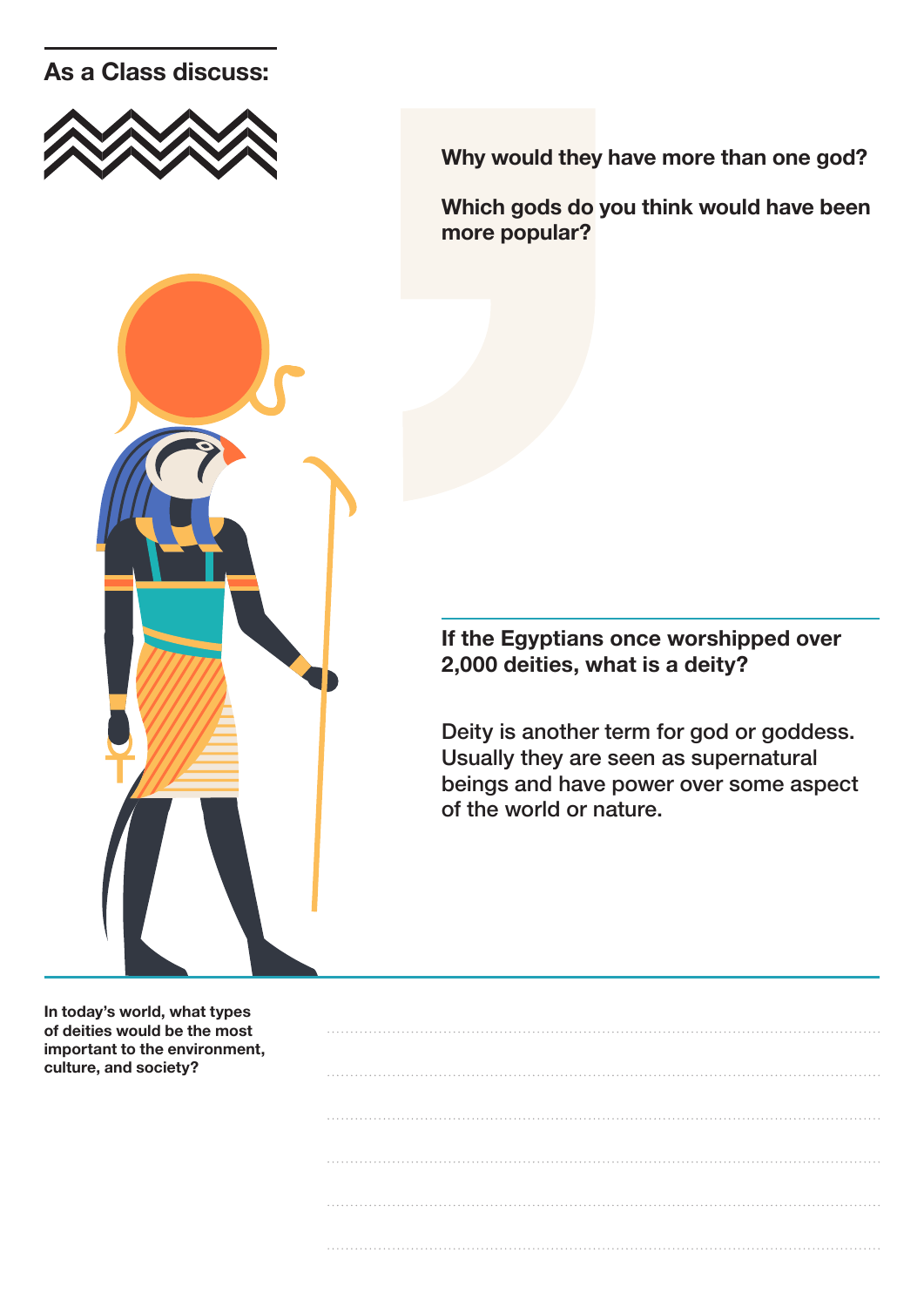## As a Class discuss:

**Why would they have more than one god?**

**Which gods do you think would have been more popular?**

**If the Egyptians once worshipped over 2,000 deities, what is a deity?**

Deity is another term for god or goddess. Usually they are seen as supernatural beings and have power over some aspect of the world or nature.

**In today's world, what types of deities would be the most important to the environment, culture, and society?**